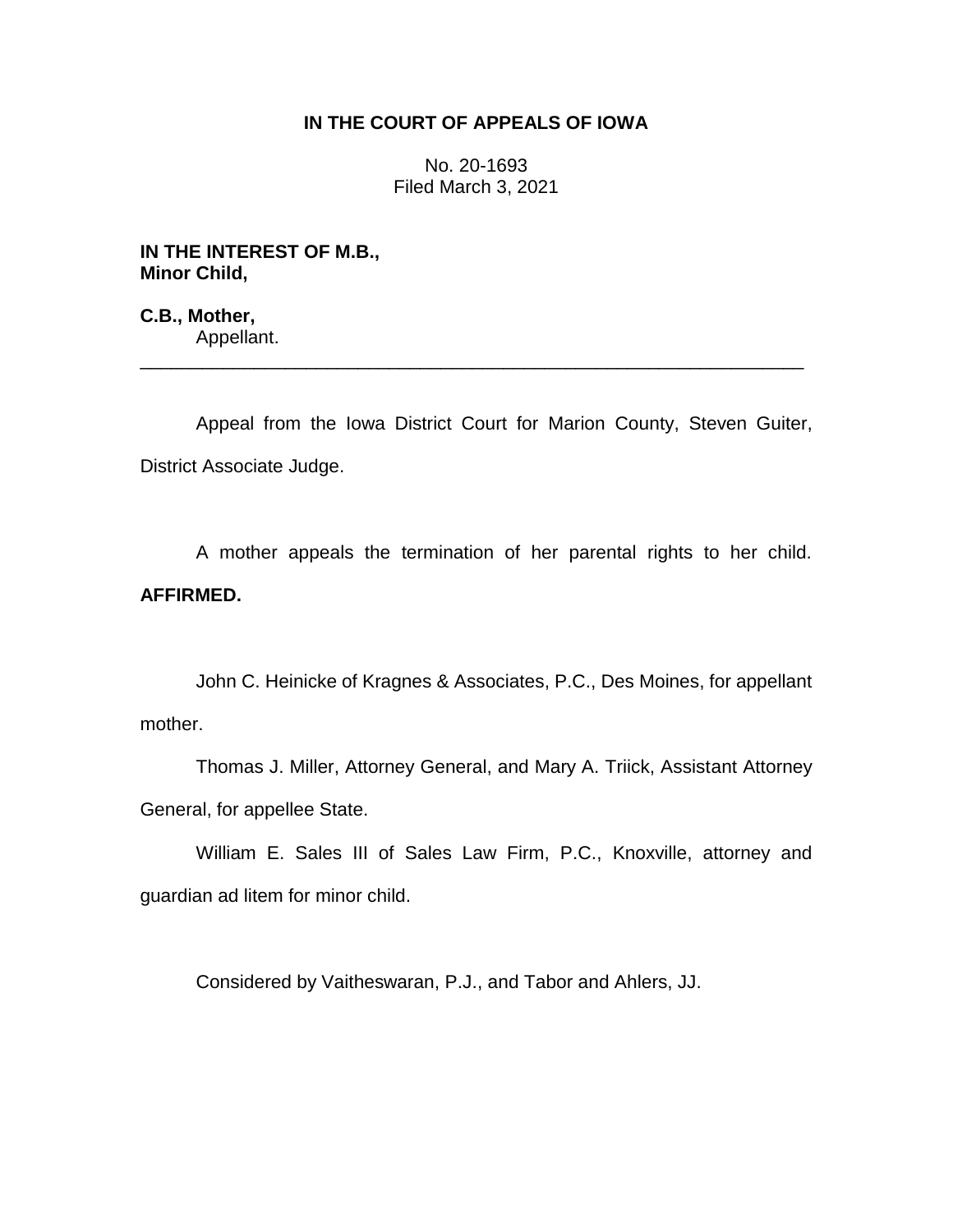**IN THE COURT OF APPEALS OF IOWA**

No. 20-1693
Filed March 3, 2021

**IN THE INTEREST OF M.B., Minor Child,**

**C.B., Mother,**
Appellant.

---

Appeal from the Iowa District Court for Marion County, Steven Guiter, District Associate Judge.

A mother appeals the termination of her parental rights to her child. **AFFIRMED.**

John C. Heinicke of Kragnes & Associates, P.C., Des Moines, for appellant mother.

Thomas J. Miller, Attorney General, and Mary A. Triick, Assistant Attorney General, for appellee State.

William E. Sales III of Sales Law Firm, P.C., Knoxville, attorney and guardian ad litem for minor child.

Considered by Vaitheswaran, P.J., and Tabor and Ahlers, JJ.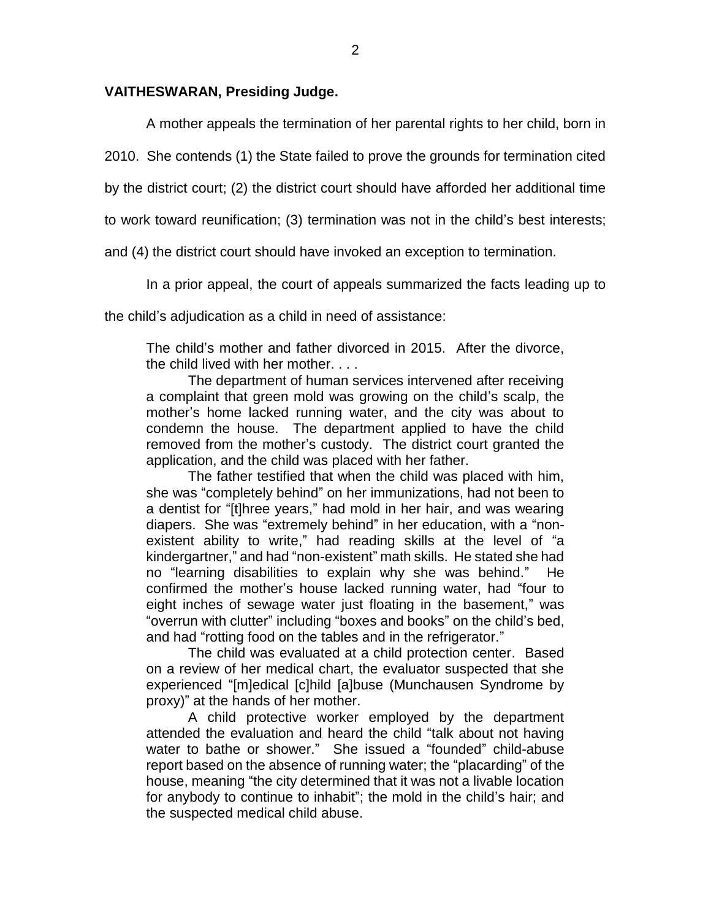**VAITHESWARAN, Presiding Judge.**

A mother appeals the termination of her parental rights to her child, born in 2010. She contends (1) the State failed to prove the grounds for termination cited by the district court; (2) the district court should have afforded her additional time to work toward reunification; (3) termination was not in the child's best interests; and (4) the district court should have invoked an exception to termination.

In a prior appeal, the court of appeals summarized the facts leading up to the child's adjudication as a child in need of assistance:

> The child's mother and father divorced in 2015. After the divorce, the child lived with her mother. . . .
>
> The department of human services intervened after receiving a complaint that green mold was growing on the child's scalp, the mother's home lacked running water, and the city was about to condemn the house. The department applied to have the child removed from the mother's custody. The district court granted the application, and the child was placed with her father.
>
> The father testified that when the child was placed with him, she was "completely behind" on her immunizations, had not been to a dentist for "[t]hree years," had mold in her hair, and was wearing diapers. She was "extremely behind" in her education, with a "non-existent ability to write," had reading skills at the level of "a kindergartner," and had "non-existent" math skills. He stated she had no "learning disabilities to explain why she was behind." He confirmed the mother's house lacked running water, had "four to eight inches of sewage water just floating in the basement," was "overrun with clutter" including "boxes and books" on the child's bed, and had "rotting food on the tables and in the refrigerator."
>
> The child was evaluated at a child protection center. Based on a review of her medical chart, the evaluator suspected that she experienced "[m]edical [c]hild [a]buse (Munchausen Syndrome by proxy)" at the hands of her mother.
>
> A child protective worker employed by the department attended the evaluation and heard the child "talk about not having water to bathe or shower." She issued a "founded" child-abuse report based on the absence of running water; the "placarding" of the house, meaning "the city determined that it was not a livable location for anybody to continue to inhabit"; the mold in the child's hair; and the suspected medical child abuse.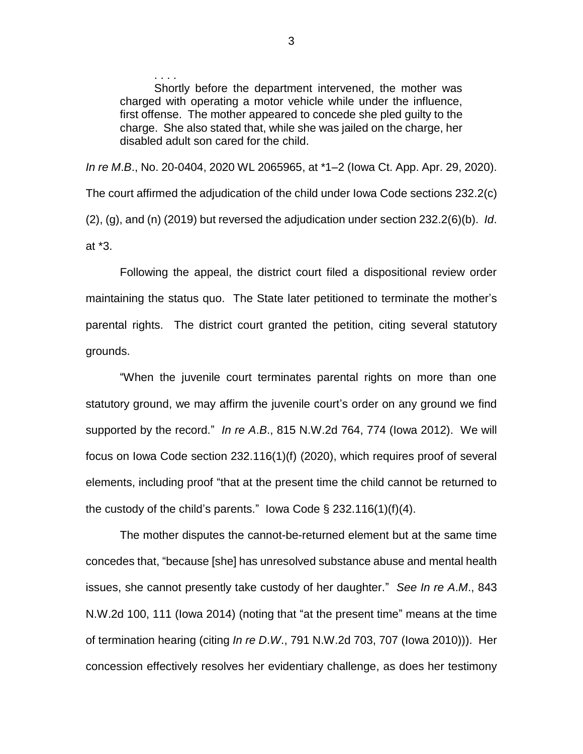> . . . .
>
> Shortly before the department intervened, the mother was charged with operating a motor vehicle while under the influence, first offense. The mother appeared to concede she pled guilty to the charge. She also stated that, while she was jailed on the charge, her disabled adult son cared for the child.

*In re M.B*., No. 20-0404, 2020 WL 2065965, at \*1–2 (Iowa Ct. App. Apr. 29, 2020). The court affirmed the adjudication of the child under Iowa Code sections 232.2(c)(2), (g), and (n) (2019) but reversed the adjudication under section 232.2(6)(b). *Id*. at \*3.

Following the appeal, the district court filed a dispositional review order maintaining the status quo. The State later petitioned to terminate the mother's parental rights. The district court granted the petition, citing several statutory grounds.

"When the juvenile court terminates parental rights on more than one statutory ground, we may affirm the juvenile court's order on any ground we find supported by the record." *In re A.B*., 815 N.W.2d 764, 774 (Iowa 2012). We will focus on Iowa Code section 232.116(1)(f) (2020), which requires proof of several elements, including proof "that at the present time the child cannot be returned to the custody of the child's parents." Iowa Code § 232.116(1)(f)(4).

The mother disputes the cannot-be-returned element but at the same time concedes that, "because [she] has unresolved substance abuse and mental health issues, she cannot presently take custody of her daughter." *See In re A.M*., 843 N.W.2d 100, 111 (Iowa 2014) (noting that "at the present time" means at the time of termination hearing (citing *In re D.W*., 791 N.W.2d 703, 707 (Iowa 2010))). Her concession effectively resolves her evidentiary challenge, as does her testimony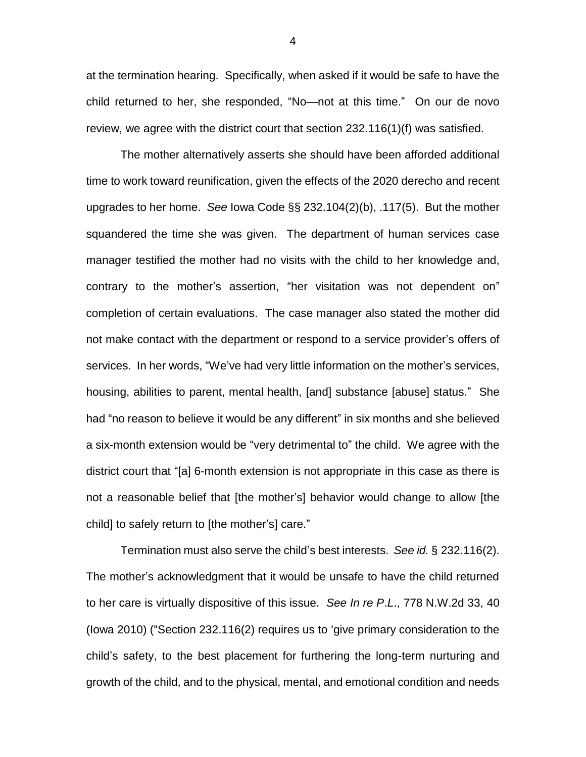at the termination hearing. Specifically, when asked if it would be safe to have the child returned to her, she responded, "No—not at this time." On our de novo review, we agree with the district court that section 232.116(1)(f) was satisfied.

The mother alternatively asserts she should have been afforded additional time to work toward reunification, given the effects of the 2020 derecho and recent upgrades to her home. *See* Iowa Code §§ 232.104(2)(b), .117(5). But the mother squandered the time she was given. The department of human services case manager testified the mother had no visits with the child to her knowledge and, contrary to the mother's assertion, "her visitation was not dependent on" completion of certain evaluations. The case manager also stated the mother did not make contact with the department or respond to a service provider's offers of services. In her words, "We've had very little information on the mother's services, housing, abilities to parent, mental health, [and] substance [abuse] status." She had "no reason to believe it would be any different" in six months and she believed a six-month extension would be "very detrimental to" the child. We agree with the district court that "[a] 6-month extension is not appropriate in this case as there is not a reasonable belief that [the mother's] behavior would change to allow [the child] to safely return to [the mother's] care."

Termination must also serve the child's best interests. *See id.* § 232.116(2). The mother's acknowledgment that it would be unsafe to have the child returned to her care is virtually dispositive of this issue. *See In re P.L.*, 778 N.W.2d 33, 40 (Iowa 2010) ("Section 232.116(2) requires us to 'give primary consideration to the child's safety, to the best placement for furthering the long-term nurturing and growth of the child, and to the physical, mental, and emotional condition and needs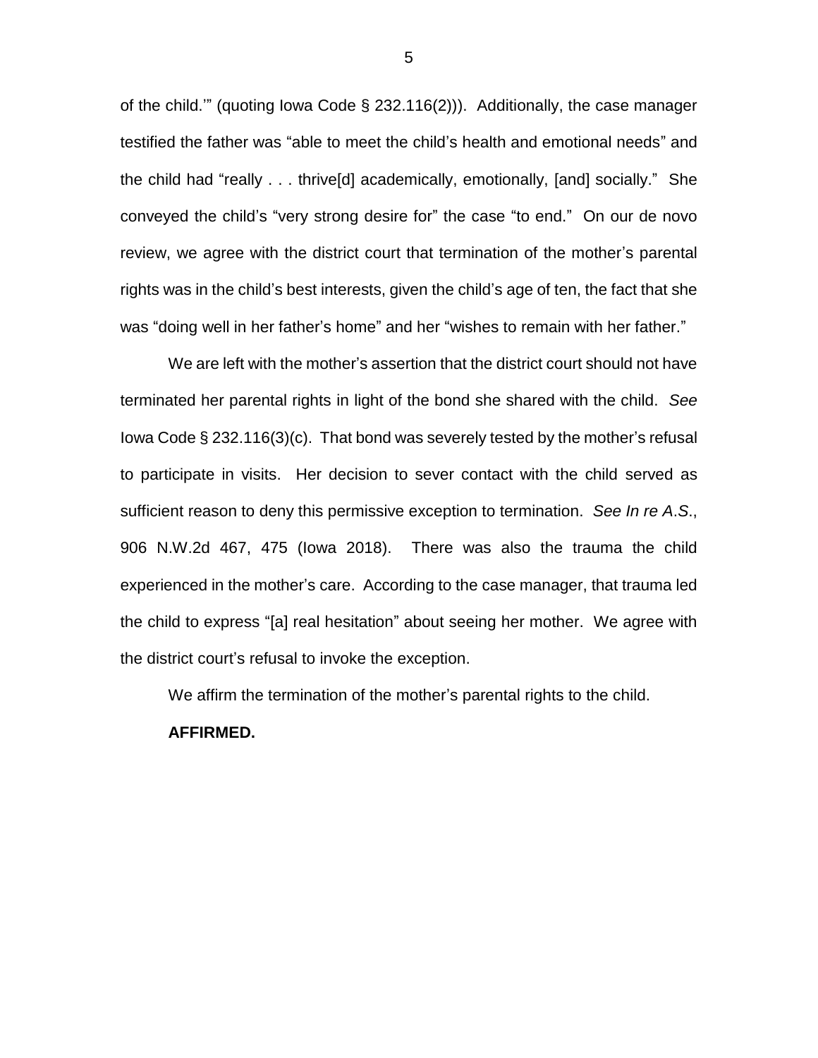of the child.'" (quoting Iowa Code § 232.116(2))). Additionally, the case manager testified the father was "able to meet the child's health and emotional needs" and the child had "really . . . thrive[d] academically, emotionally, [and] socially." She conveyed the child's "very strong desire for" the case "to end." On our de novo review, we agree with the district court that termination of the mother's parental rights was in the child's best interests, given the child's age of ten, the fact that she was "doing well in her father's home" and her "wishes to remain with her father."

We are left with the mother's assertion that the district court should not have terminated her parental rights in light of the bond she shared with the child. *See* Iowa Code § 232.116(3)(c). That bond was severely tested by the mother's refusal to participate in visits. Her decision to sever contact with the child served as sufficient reason to deny this permissive exception to termination. *See In re A.S.*, 906 N.W.2d 467, 475 (Iowa 2018). There was also the trauma the child experienced in the mother's care. According to the case manager, that trauma led the child to express "[a] real hesitation" about seeing her mother. We agree with the district court's refusal to invoke the exception.

We affirm the termination of the mother's parental rights to the child.

**AFFIRMED.**